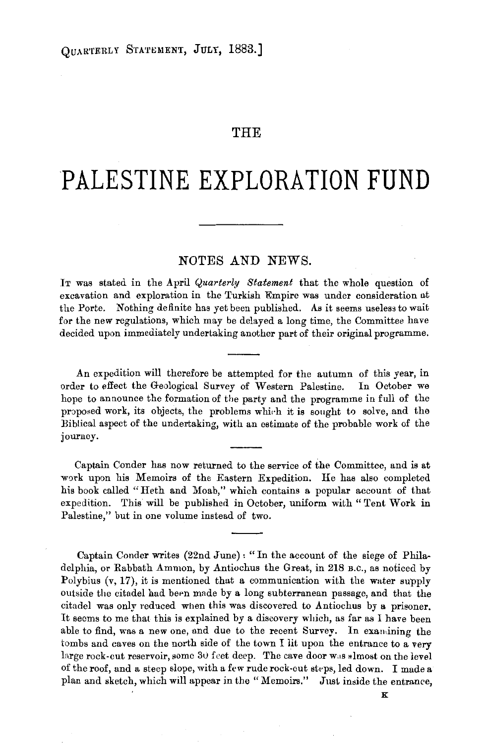# THE

# PALESTINE EXPLORATION FUND

## NOTES AND NEWS.

It was stated in the April *Quarterly Statement* that the whole question of excavation and exploration in the Turkish Empire was under consideration at the Porte. Nothing definite has yet been published. As it seems useless to wait for the new regulations, which may be delayed a long time, the Committee have decided upon immediately undertaking another part of their original programme.

An expedition will therefore be attempted for the autumn of this year, in order to effect the Geological Survey of Western Palestine. In October we hope to announce the formation of the party and the programme in full of the proposed work, its objects, the problems which it is sought to solve, and the Biblical aspect of the undertaking, with an estimate of the probable work of the journey.

Captain Conder has now returned to the service of the Committee, and is at work upon his Memoirs of the Eastern Expedition. He has also completed his book called "Heth and Moab," which contains a popular account of that expedition. This will be published in October, uniform with "Tent Work in Palestine," but in one volume instead of two.

Captain Conder writes (22nd June): "In the account of the siege of Philadelphia, or Rabbath Ammon, by Antiochus the Great, in 218 B.C., as noticed by Polybius (v, 17), it is mentioned that a communication with the water supply outside the citadel had been made by a long subterranean passage, and that the citadel was only reduced when this was discovered to Antiochus by a prisoner. It seems to me that this is explained by a discovery which, as far as I have been able to find, was a new one, and due to the recent Survey. In examining the tombs and caves on the north side of the town I lit upon the entrance to a very large rock-cut reservoir, some 30 feet deep. The cave door was almost on the level of the roof, and a steep slope, with a few rude rock-cut steps, led down. I made a plan and sketch, which will appear in the "Memoirs." Just inside the entrance,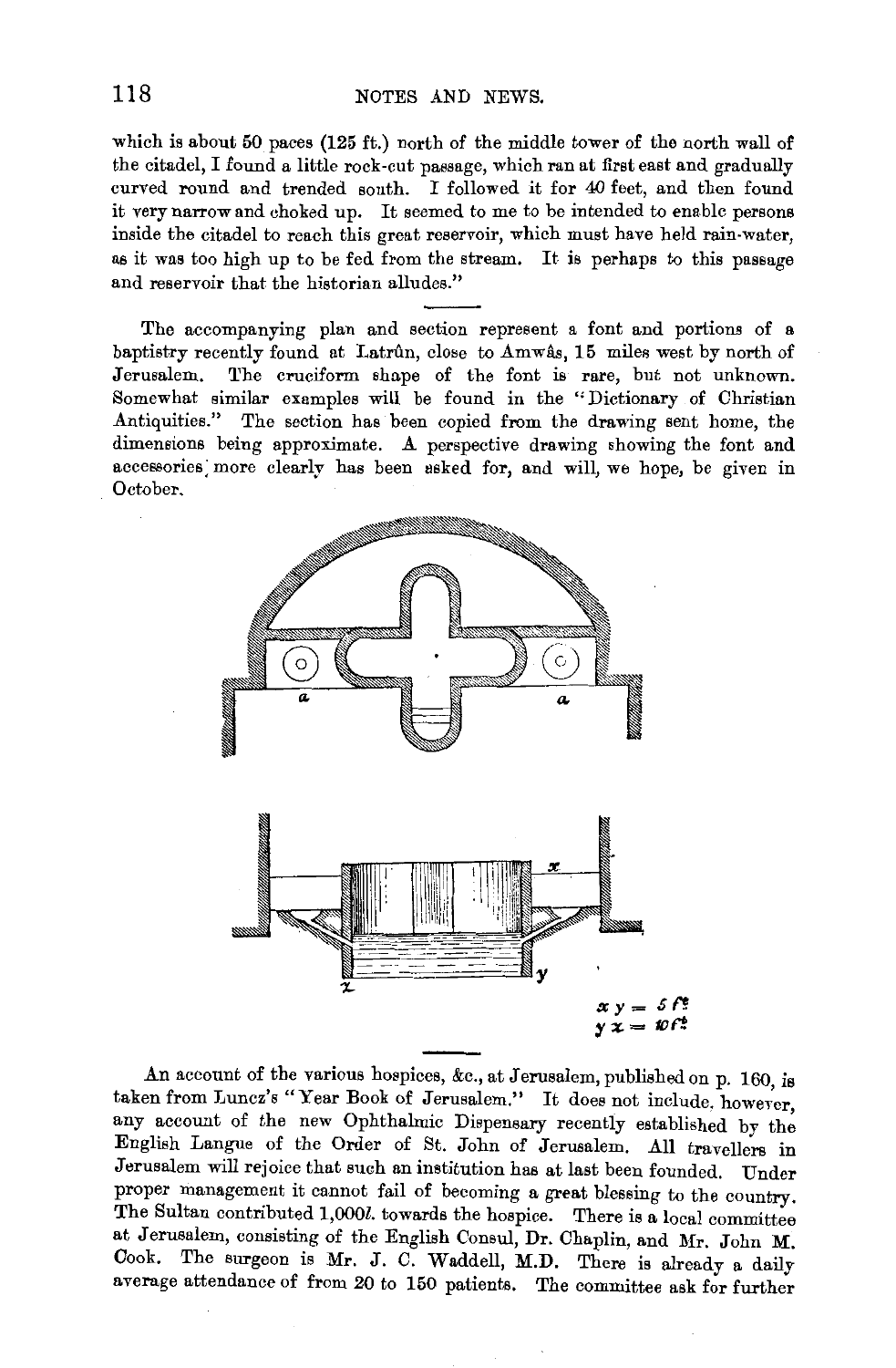which is about 50 paces (125 ft.) north of the middle tower of the north wall of the citadel, I found a little rock-cut passage, which ran at first east and gradually curved round and trended south. I followed it for 40 feet, and then found it very narrow and choked up. It seemed to me to be intended to enable persons inside the citadel to reach this great reservoir, which must have held rain-water, as it was too high up to be fed from the stream. It is perhaps to this passage and reservoir that the historian alludes."

---

The accompanying plan and section represent a font and portions of a baptistry recently found at Latrûn, close to Amwâs, 15 miles west by north of Jerusalem. The cruciform shape of the font is rare, but not unknown. Somewhat similar examples will be found in the "Dictionary of Christian Antiquities." The section has been copied from the drawing sent home, the dimensions being approximate. A perspective drawing showing the font and accessories more clearly has been asked for, and will, we hope, be given in October.

a a

x

z y

$x\ y = 5$ ft.
$y\ z = 10$ ft.

---

An account of the various hospices, &c., at Jerusalem, published on p. 160, is taken from Luncz's "Year Book of Jerusalem." It does not include, however, any account of the new Ophthalmic Dispensary recently established by the English Langue of the Order of St. John of Jerusalem. All travellers in Jerusalem will rejoice that such an institution has at last been founded. Under proper management it cannot fail of becoming a great blessing to the country. The Sultan contributed 1,000*l.* towards the hospice. There is a local committee at Jerusalem, consisting of the English Consul, Dr. Chaplin, and Mr. John M. Cook. The surgeon is Mr. J. C. Waddell, M.D. There is already a daily average attendance of from 20 to 150 patients. The committee ask for further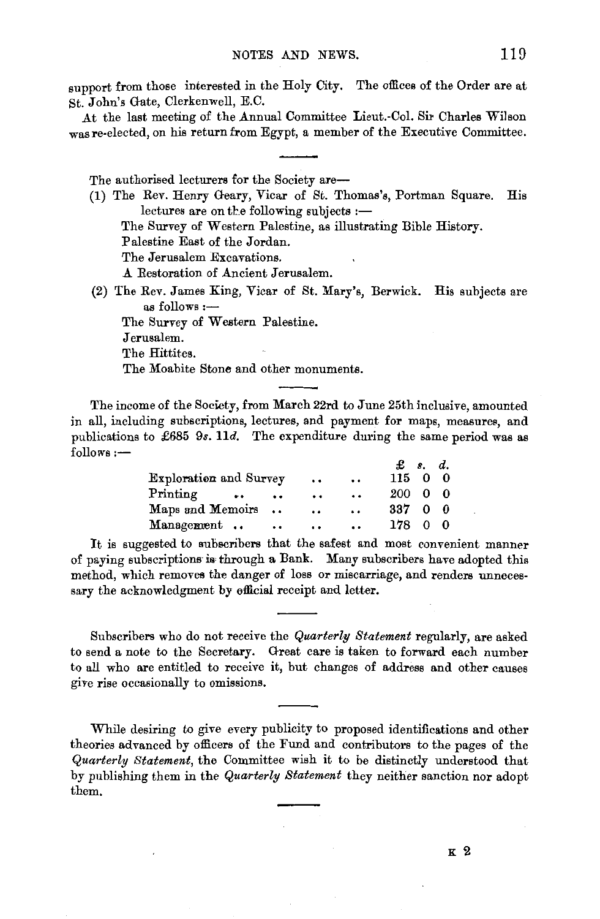support from those interested in the Holy City. The offices of the Order are at St. John's Gate, Clerkenwell, E.C.

At the last meeting of the Annual Committee Lieut.-Col. Sir Charles Wilson was re-elected, on his return from Egypt, a member of the Executive Committee.

---

The authorised lecturers for the Society are—

(1) The Rev. Henry Geary, Vicar of St. Thomas's, Portman Square. His lectures are on the following subjects :—

The Survey of Western Palestine, as illustrating Bible History.
Palestine East of the Jordan.
The Jerusalem Excavations.
A Restoration of Ancient Jerusalem.

(2) The Rev. James King, Vicar of St. Mary's, Berwick. His subjects are as follows :—

The Survey of Western Palestine.
Jerusalem.
The Hittites.
The Moabite Stone and other monuments.

---

The income of the Society, from March 22rd to June 25th inclusive, amounted in all, including subscriptions, lectures, and payment for maps, measures, and publications to £685 9*s*. 11*d*. The expenditure during the same period was as follows :—

| | £ | *s*. | *d*. |
|---|---|---|---|
| Exploration and Survey .. .. | 115 | 0 | 0 |
| Printing .. .. .. .. | 200 | 0 | 0 |
| Maps and Memoirs .. .. .. | 337 | 0 | 0 |
| Management .. .. .. .. | 178 | 0 | 0 |

It is suggested to subscribers that the safest and most convenient manner of paying subscriptions is through a Bank. Many subscribers have adopted this method, which removes the danger of loss or miscarriage, and renders unnecessary the acknowledgment by official receipt and letter.

---

Subscribers who do not receive the *Quarterly Statement* regularly, are asked to send a note to the Secretary. Great care is taken to forward each number to all who are entitled to receive it, but changes of address and other causes give rise occasionally to omissions.

---

While desiring to give every publicity to proposed identifications and other theories advanced by officers of the Fund and contributors to the pages of the *Quarterly Statement*, the Committee wish it to be distinctly understood that by publishing them in the *Quarterly Statement* they neither sanction nor adopt them.

---

K 2